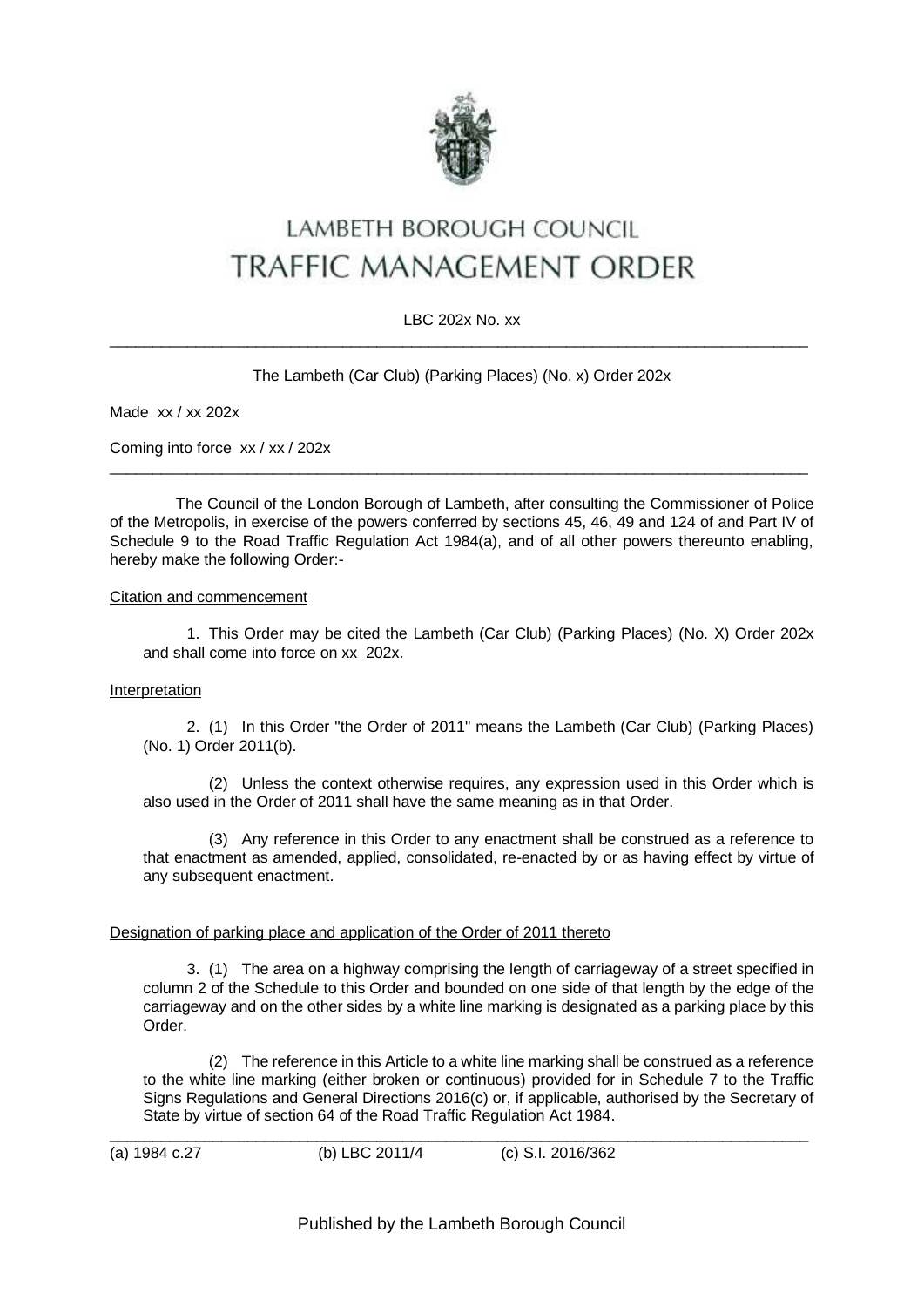# LAMBETH BOROUGH COUNCIL
# TRAFFIC MANAGEMENT ORDER

LBC 202x No. xx

---

The Lambeth (Car Club) (Parking Places) (No. x) Order 202x

Made xx / xx 202x

Coming into force xx / xx / 202x

---

The Council of the London Borough of Lambeth, after consulting the Commissioner of Police of the Metropolis, in exercise of the powers conferred by sections 45, 46, 49 and 124 of and Part IV of Schedule 9 to the Road Traffic Regulation Act 1984(a), and of all other powers thereunto enabling, hereby make the following Order:-

Citation and commencement

1. This Order may be cited the Lambeth (Car Club) (Parking Places) (No. X) Order 202x and shall come into force on xx 202x.

Interpretation

2. (1) In this Order "the Order of 2011" means the Lambeth (Car Club) (Parking Places) (No. 1) Order 2011(b).

(2) Unless the context otherwise requires, any expression used in this Order which is also used in the Order of 2011 shall have the same meaning as in that Order.

(3) Any reference in this Order to any enactment shall be construed as a reference to that enactment as amended, applied, consolidated, re-enacted by or as having effect by virtue of any subsequent enactment.

Designation of parking place and application of the Order of 2011 thereto

3. (1) The area on a highway comprising the length of carriageway of a street specified in column 2 of the Schedule to this Order and bounded on one side of that length by the edge of the carriageway and on the other sides by a white line marking is designated as a parking place by this Order.

(2) The reference in this Article to a white line marking shall be construed as a reference to the white line marking (either broken or continuous) provided for in Schedule 7 to the Traffic Signs Regulations and General Directions 2016(c) or, if applicable, authorised by the Secretary of State by virtue of section 64 of the Road Traffic Regulation Act 1984.

---

(a) 1984 c.27 (b) LBC 2011/4 (c) S.I. 2016/362

Published by the Lambeth Borough Council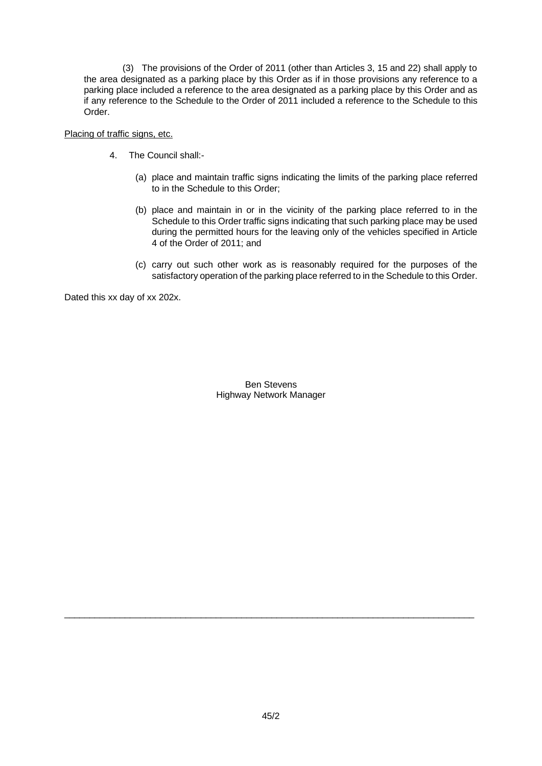(3) The provisions of the Order of 2011 (other than Articles 3, 15 and 22) shall apply to the area designated as a parking place by this Order as if in those provisions any reference to a parking place included a reference to the area designated as a parking place by this Order and as if any reference to the Schedule to the Order of 2011 included a reference to the Schedule to this Order.

<u>Placing of traffic signs, etc.</u>

4. The Council shall:-

   (a) place and maintain traffic signs indicating the limits of the parking place referred to in the Schedule to this Order;

   (b) place and maintain in or in the vicinity of the parking place referred to in the Schedule to this Order traffic signs indicating that such parking place may be used during the permitted hours for the leaving only of the vehicles specified in Article 4 of the Order of 2011; and

   (c) carry out such other work as is reasonably required for the purposes of the satisfactory operation of the parking place referred to in the Schedule to this Order.

Dated this xx day of xx 202x.

Ben Stevens
Highway Network Manager

---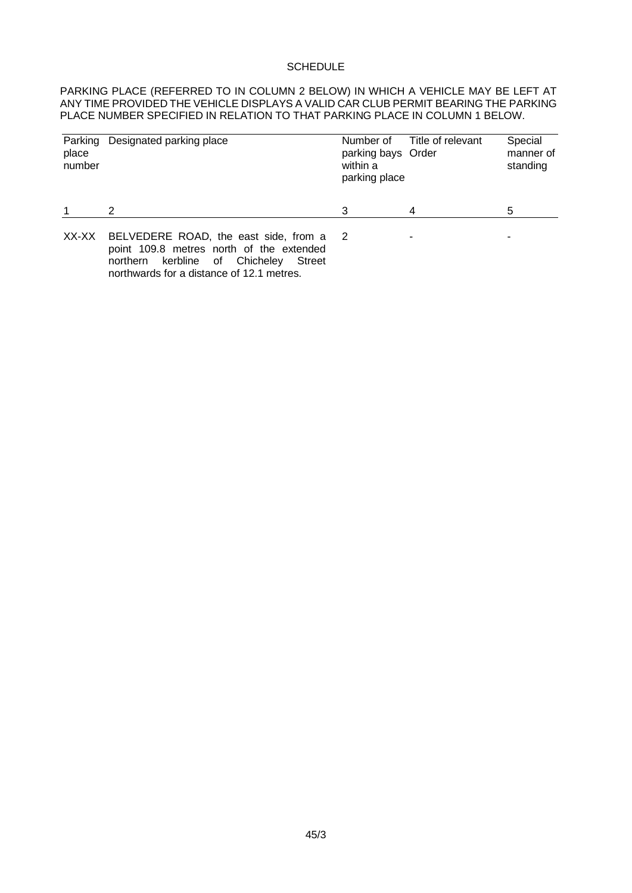SCHEDULE

PARKING PLACE (REFERRED TO IN COLUMN 2 BELOW) IN WHICH A VEHICLE MAY BE LEFT AT ANY TIME PROVIDED THE VEHICLE DISPLAYS A VALID CAR CLUB PERMIT BEARING THE PARKING PLACE NUMBER SPECIFIED IN RELATION TO THAT PARKING PLACE IN COLUMN 1 BELOW.

| Parking place number | Designated parking place | Number of parking bays within a parking place | Title of relevant Order | Special manner of standing |
|---|---|---|---|---|
| 1 | 2 | 3 | 4 | 5 |
| XX-XX | BELVEDERE ROAD, the east side, from a point 109.8 metres north of the extended northern kerbline of Chicheley Street northwards for a distance of 12.1 metres. | 2 | - | - |